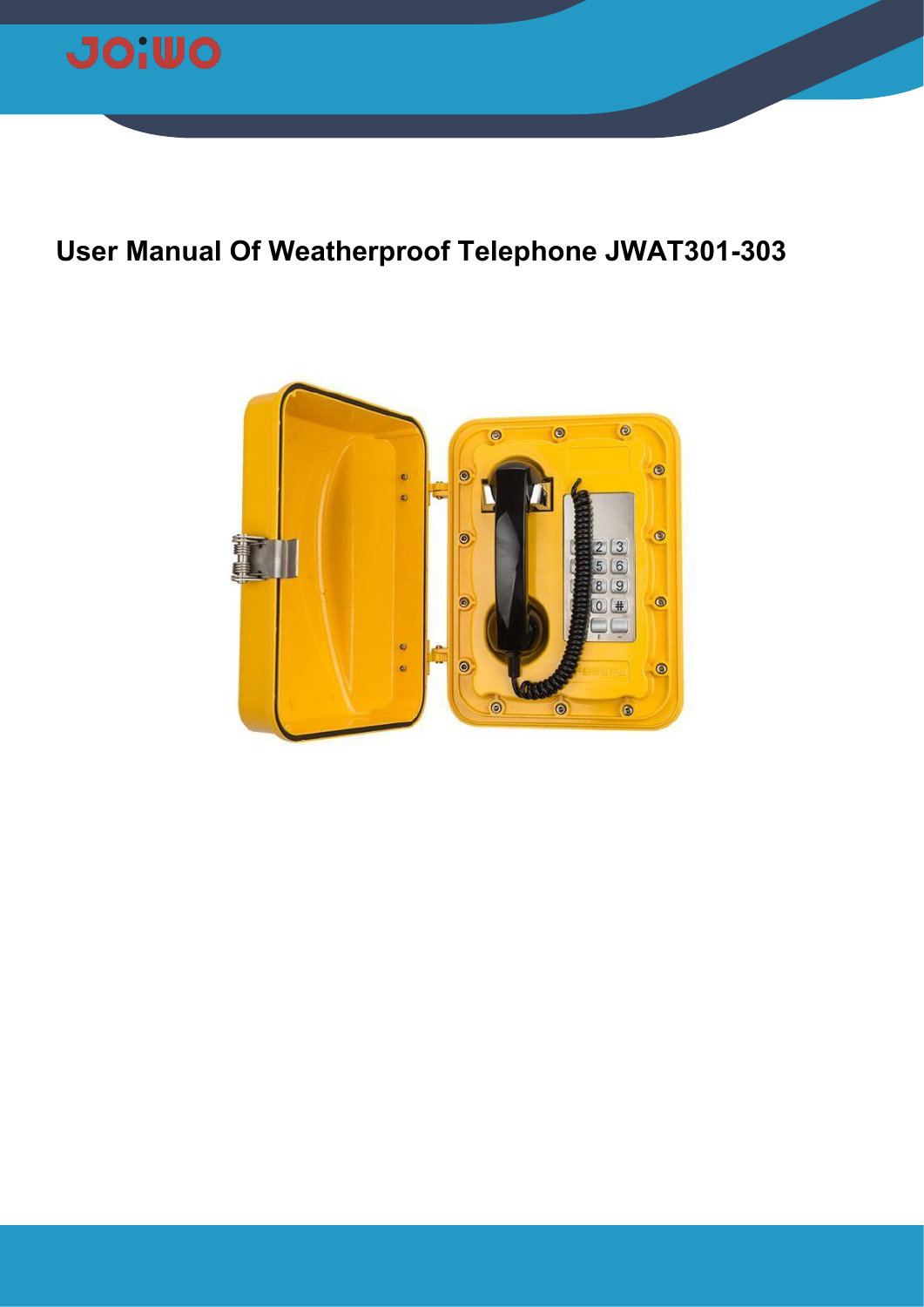# User Manual Of Weatherproof Telephone JWAT301-303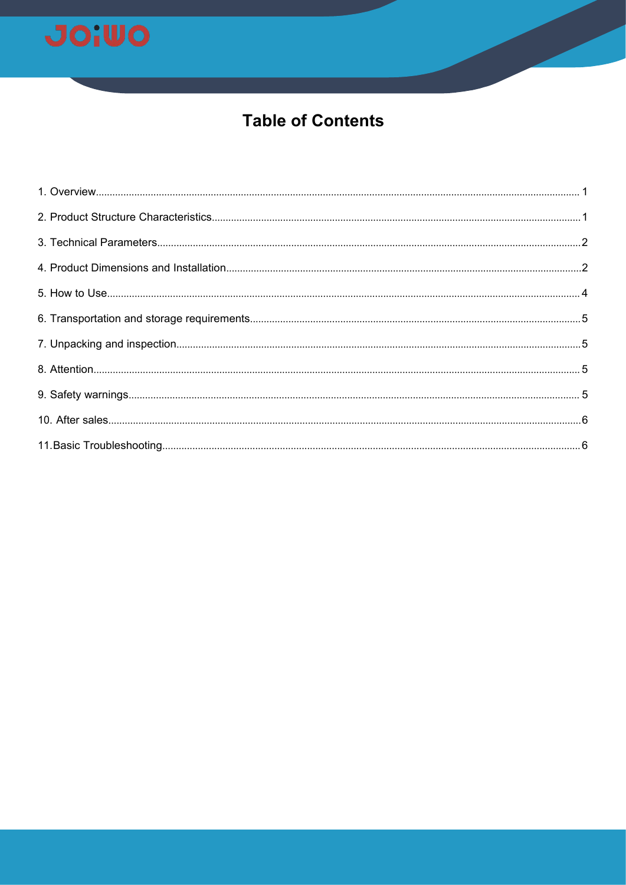# Table of Contents

1. Overview .......... 1
2. Product Structure Characteristics .......... 1
3. Technical Parameters .......... 2
4. Product Dimensions and Installation .......... 2
5. How to Use .......... 4
6. Transportation and storage requirements .......... 5
7. Unpacking and inspection .......... 5
8. Attention .......... 5
9. Safety warnings .......... 5
10. After sales .......... 6
11. Basic Troubleshooting .......... 6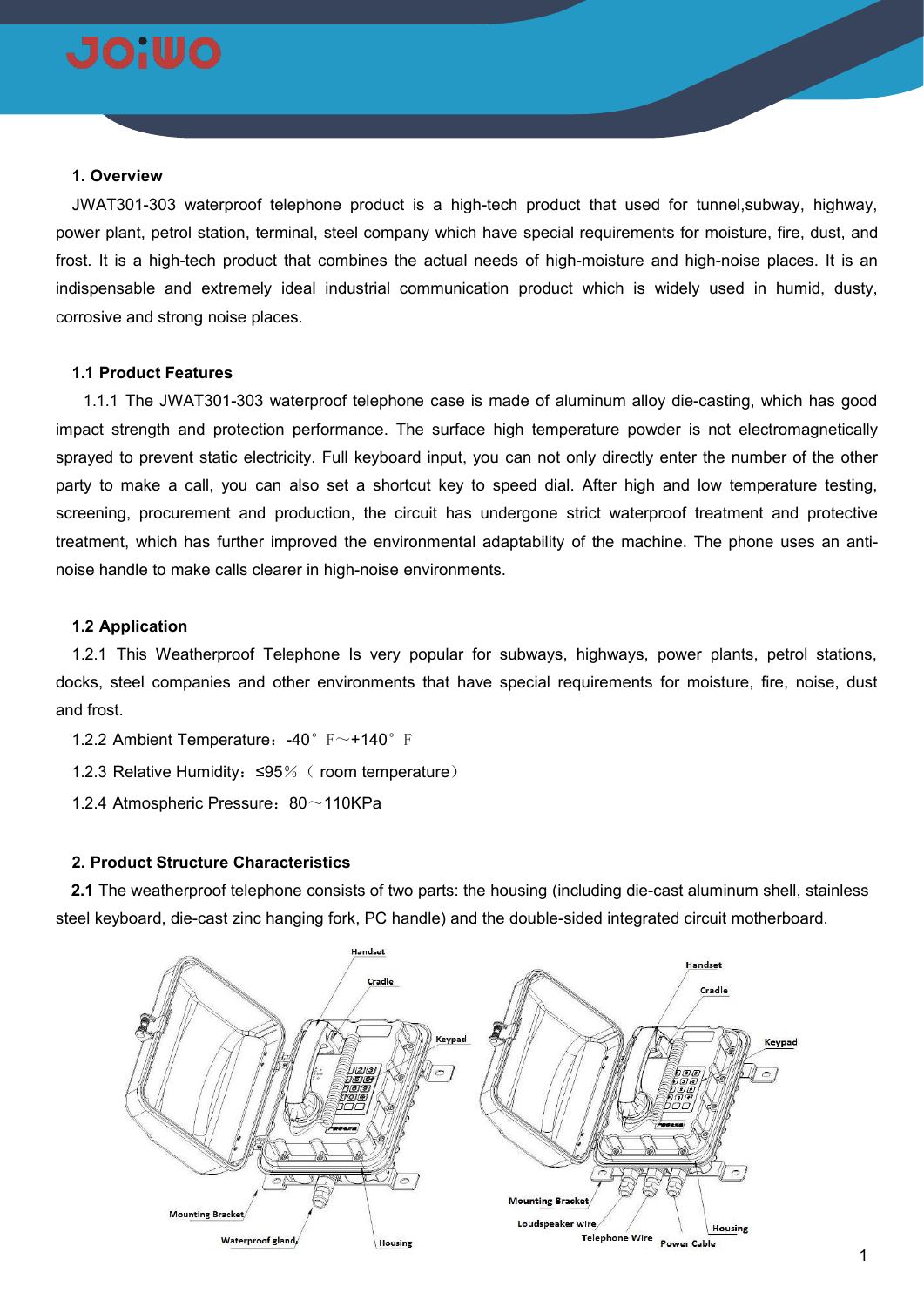## 1. Overview

JWAT301-303 waterproof telephone product is a high-tech product that used for tunnel,subway, highway, power plant, petrol station, terminal, steel company which have special requirements for moisture, fire, dust, and frost. It is a high-tech product that combines the actual needs of high-moisture and high-noise places. It is an indispensable and extremely ideal industrial communication product which is widely used in humid, dusty, corrosive and strong noise places.

### 1.1 Product Features

1.1.1 The JWAT301-303 waterproof telephone case is made of aluminum alloy die-casting, which has good impact strength and protection performance. The surface high temperature powder is not electromagnetically sprayed to prevent static electricity. Full keyboard input, you can not only directly enter the number of the other party to make a call, you can also set a shortcut key to speed dial. After high and low temperature testing, screening, procurement and production, the circuit has undergone strict waterproof treatment and protective treatment, which has further improved the environmental adaptability of the machine. The phone uses an anti-noise handle to make calls clearer in high-noise environments.

### 1.2 Application

1.2.1 This Weatherproof Telephone Is very popular for subways, highways, power plants, petrol stations, docks, steel companies and other environments that have special requirements for moisture, fire, noise, dust and frost.

1.2.2 Ambient Temperature：-40°F～+140°F

1.2.3 Relative Humidity：≤95%（room temperature）

1.2.4 Atmospheric Pressure：80～110KPa

## 2. Product Structure Characteristics

**2.1** The weatherproof telephone consists of two parts: the housing (including die-cast aluminum shell, stainless steel keyboard, die-cast zinc hanging fork, PC handle) and the double-sided integrated circuit motherboard.

Handset
Cradle
Keypad
Mounting Bracket
Waterproof gland
Housing

Handset
Cradle
Keypad
Mounting Bracket
Loudspeaker wire
Telephone Wire
Power Cable
Housing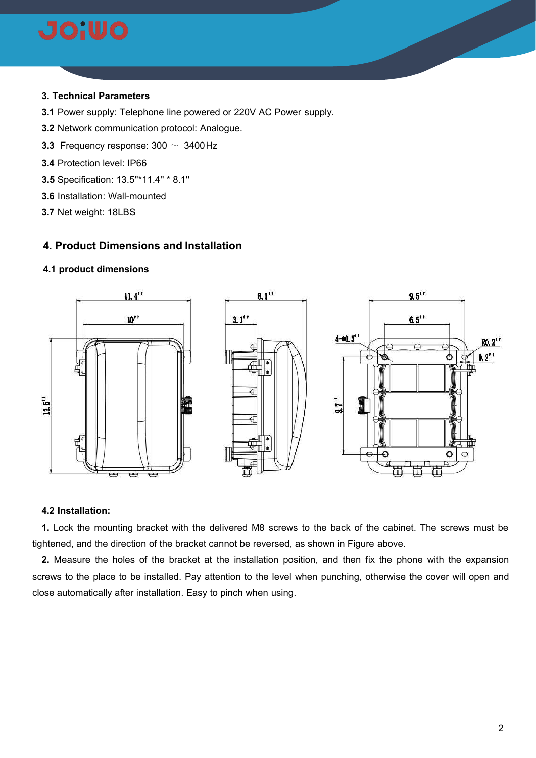## 3. Technical Parameters

**3.1** Power supply: Telephone line powered or 220V AC Power supply.

**3.2** Network communication protocol: Analogue.

**3.3** Frequency response: 300 ～ 3400Hz

**3.4** Protection level: IP66

**3.5** Specification: 13.5"*11.4" * 8.1"

**3.6** Installation: Wall-mounted

**3.7** Net weight: 18LBS

## 4. Product Dimensions and Installation

### 4.1 product dimensions

### 4.2 Installation:

**1.** Lock the mounting bracket with the delivered M8 screws to the back of the cabinet. The screws must be tightened, and the direction of the bracket cannot be reversed, as shown in Figure above.

**2.** Measure the holes of the bracket at the installation position, and then fix the phone with the expansion screws to the place to be installed. Pay attention to the level when punching, otherwise the cover will open and close automatically after installation. Easy to pinch when using.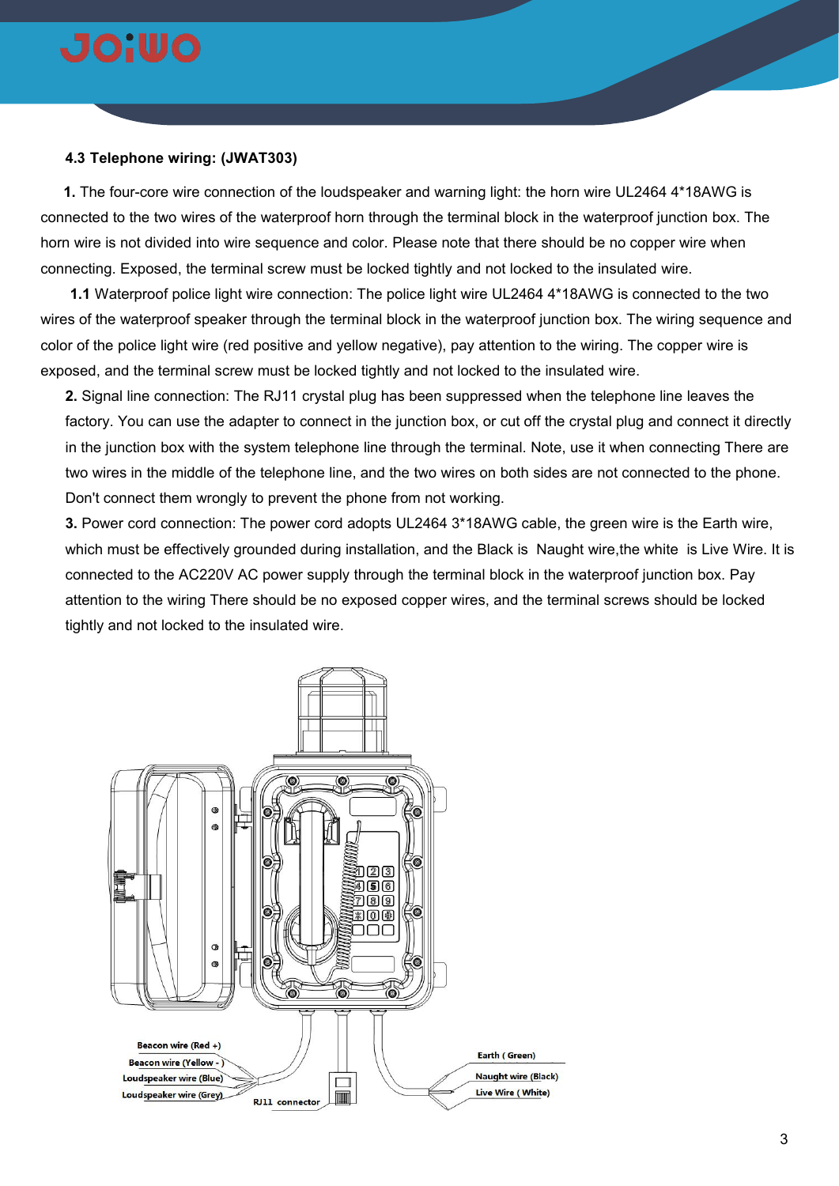### 4.3 Telephone wiring: (JWAT303)

**1.** The four-core wire connection of the loudspeaker and warning light: the horn wire UL2464 4*18AWG is connected to the two wires of the waterproof horn through the terminal block in the waterproof junction box. The horn wire is not divided into wire sequence and color. Please note that there should be no copper wire when connecting. Exposed, the terminal screw must be locked tightly and not locked to the insulated wire.

**1.1** Waterproof police light wire connection: The police light wire UL2464 4*18AWG is connected to the two wires of the waterproof speaker through the terminal block in the waterproof junction box. The wiring sequence and color of the police light wire (red positive and yellow negative), pay attention to the wiring. The copper wire is exposed, and the terminal screw must be locked tightly and not locked to the insulated wire.

**2.** Signal line connection: The RJ11 crystal plug has been suppressed when the telephone line leaves the factory. You can use the adapter to connect in the junction box, or cut off the crystal plug and connect it directly in the junction box with the system telephone line through the terminal. Note, use it when connecting There are two wires in the middle of the telephone line, and the two wires on both sides are not connected to the phone. Don't connect them wrongly to prevent the phone from not working.

**3.** Power cord connection: The power cord adopts UL2464 3*18AWG cable, the green wire is the Earth wire, which must be effectively grounded during installation, and the Black is Naught wire,the white is Live Wire. It is connected to the AC220V AC power supply through the terminal block in the waterproof junction box. Pay attention to the wiring There should be no exposed copper wires, and the terminal screws should be locked tightly and not locked to the insulated wire.

Beacon wire (Red +)
Beacon wire (Yellow - )
Loudspeaker wire (Blue)
Loudspeaker wire (Grey)
RJ11 connector
Earth ( Green)
Naught wire (Black)
Live Wire ( White)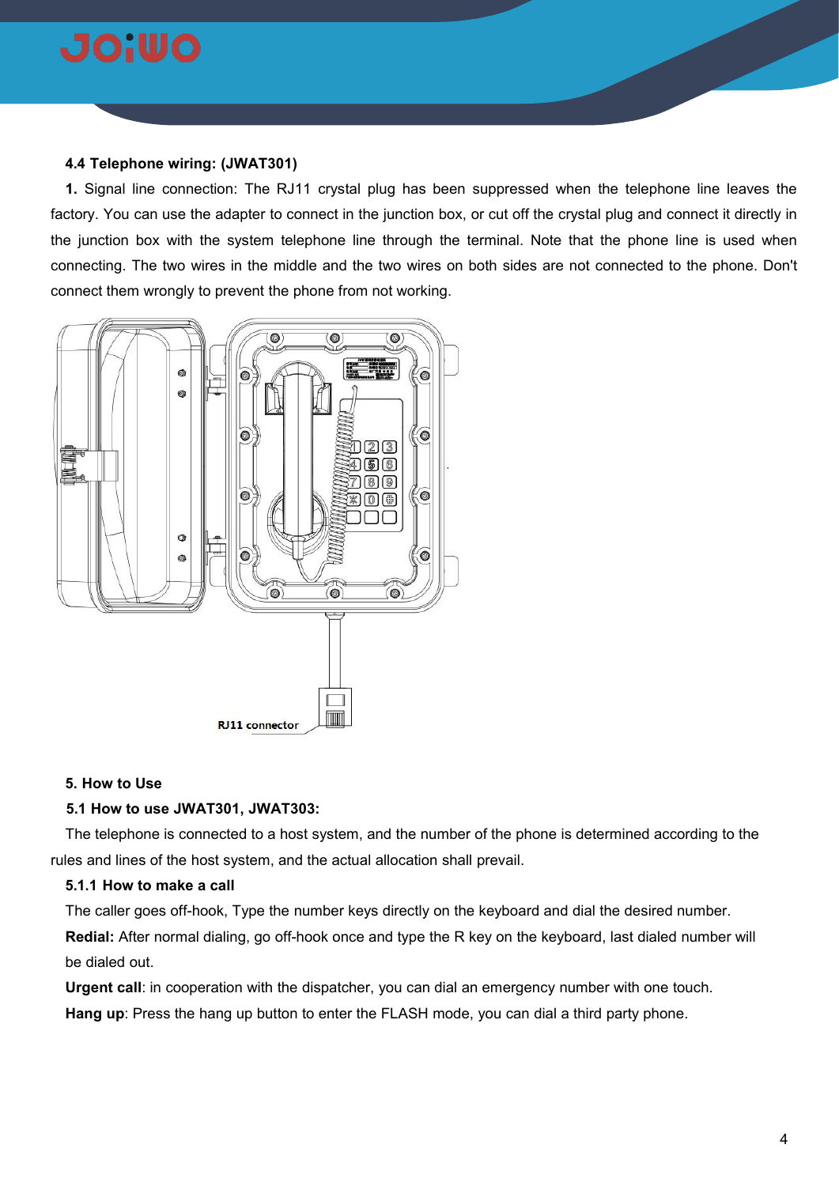**4.4 Telephone wiring: (JWAT301)**

**1.** Signal line connection: The RJ11 crystal plug has been suppressed when the telephone line leaves the factory. You can use the adapter to connect in the junction box, or cut off the crystal plug and connect it directly in the junction box with the system telephone line through the terminal. Note that the phone line is used when connecting. The two wires in the middle and the two wires on both sides are not connected to the phone. Don't connect them wrongly to prevent the phone from not working.

RJ11 connector

## 5. How to Use

### 5.1 How to use JWAT301, JWAT303:

The telephone is connected to a host system, and the number of the phone is determined according to the rules and lines of the host system, and the actual allocation shall prevail.

#### 5.1.1 How to make a call

The caller goes off-hook, Type the number keys directly on the keyboard and dial the desired number.

**Redial:** After normal dialing, go off-hook once and type the R key on the keyboard, last dialed number will be dialed out.

**Urgent call**: in cooperation with the dispatcher, you can dial an emergency number with one touch.

**Hang up**: Press the hang up button to enter the FLASH mode, you can dial a third party phone.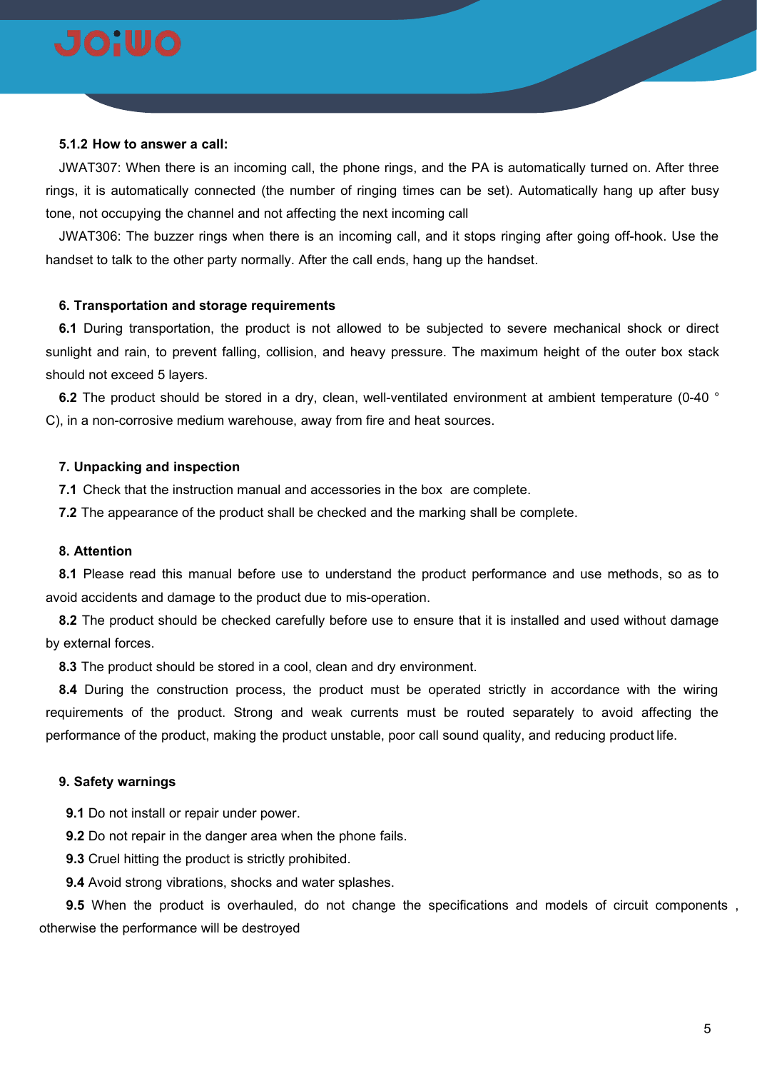**5.1.2 How to answer a call:**

JWAT307: When there is an incoming call, the phone rings, and the PA is automatically turned on. After three rings, it is automatically connected (the number of ringing times can be set). Automatically hang up after busy tone, not occupying the channel and not affecting the next incoming call

JWAT306: The buzzer rings when there is an incoming call, and it stops ringing after going off-hook. Use the handset to talk to the other party normally. After the call ends, hang up the handset.

**6. Transportation and storage requirements**

**6.1** During transportation, the product is not allowed to be subjected to severe mechanical shock or direct sunlight and rain, to prevent falling, collision, and heavy pressure. The maximum height of the outer box stack should not exceed 5 layers.

**6.2** The product should be stored in a dry, clean, well-ventilated environment at ambient temperature (0-40 °C), in a non-corrosive medium warehouse, away from fire and heat sources.

**7. Unpacking and inspection**

**7.1** Check that the instruction manual and accessories in the box are complete.

**7.2** The appearance of the product shall be checked and the marking shall be complete.

**8. Attention**

**8.1** Please read this manual before use to understand the product performance and use methods, so as to avoid accidents and damage to the product due to mis-operation.

**8.2** The product should be checked carefully before use to ensure that it is installed and used without damage by external forces.

**8.3** The product should be stored in a cool, clean and dry environment.

**8.4** During the construction process, the product must be operated strictly in accordance with the wiring requirements of the product. Strong and weak currents must be routed separately to avoid affecting the performance of the product, making the product unstable, poor call sound quality, and reducing product life.

**9. Safety warnings**

**9.1** Do not install or repair under power.

**9.2** Do not repair in the danger area when the phone fails.

**9.3** Cruel hitting the product is strictly prohibited.

**9.4** Avoid strong vibrations, shocks and water splashes.

**9.5** When the product is overhauled, do not change the specifications and models of circuit components , otherwise the performance will be destroyed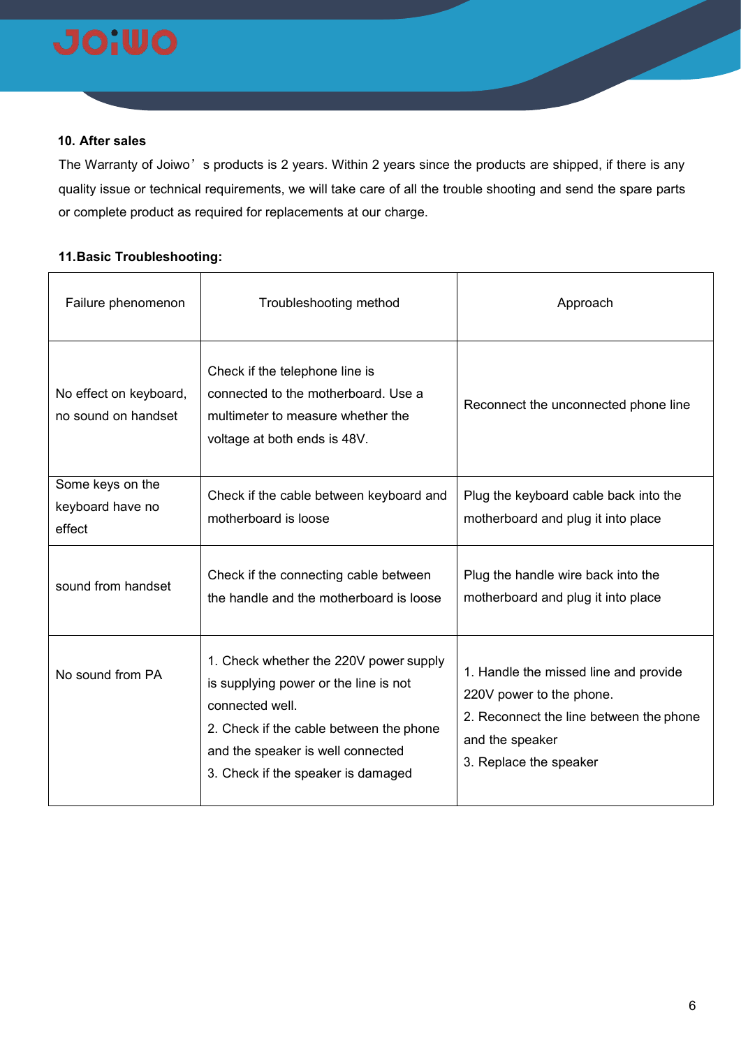**10. After sales**

The Warranty of Joiwo's products is 2 years. Within 2 years since the products are shipped, if there is any quality issue or technical requirements, we will take care of all the trouble shooting and send the spare parts or complete product as required for replacements at our charge.

**11.Basic Troubleshooting:**

| Failure phenomenon | Troubleshooting method | Approach |
|---|---|---|
| No effect on keyboard, no sound on handset | Check if the telephone line is connected to the motherboard. Use a multimeter to measure whether the voltage at both ends is 48V. | Reconnect the unconnected phone line |
| Some keys on the keyboard have no effect | Check if the cable between keyboard and motherboard is loose | Plug the keyboard cable back into the motherboard and plug it into place |
| sound from handset | Check if the connecting cable between the handle and the motherboard is loose | Plug the handle wire back into the motherboard and plug it into place |
| No sound from PA | 1. Check whether the 220V power supply is supplying power or the line is not connected well.<br>2. Check if the cable between the phone and the speaker is well connected<br>3. Check if the speaker is damaged | 1. Handle the missed line and provide 220V power to the phone.<br>2. Reconnect the line between the phone and the speaker<br>3. Replace the speaker |